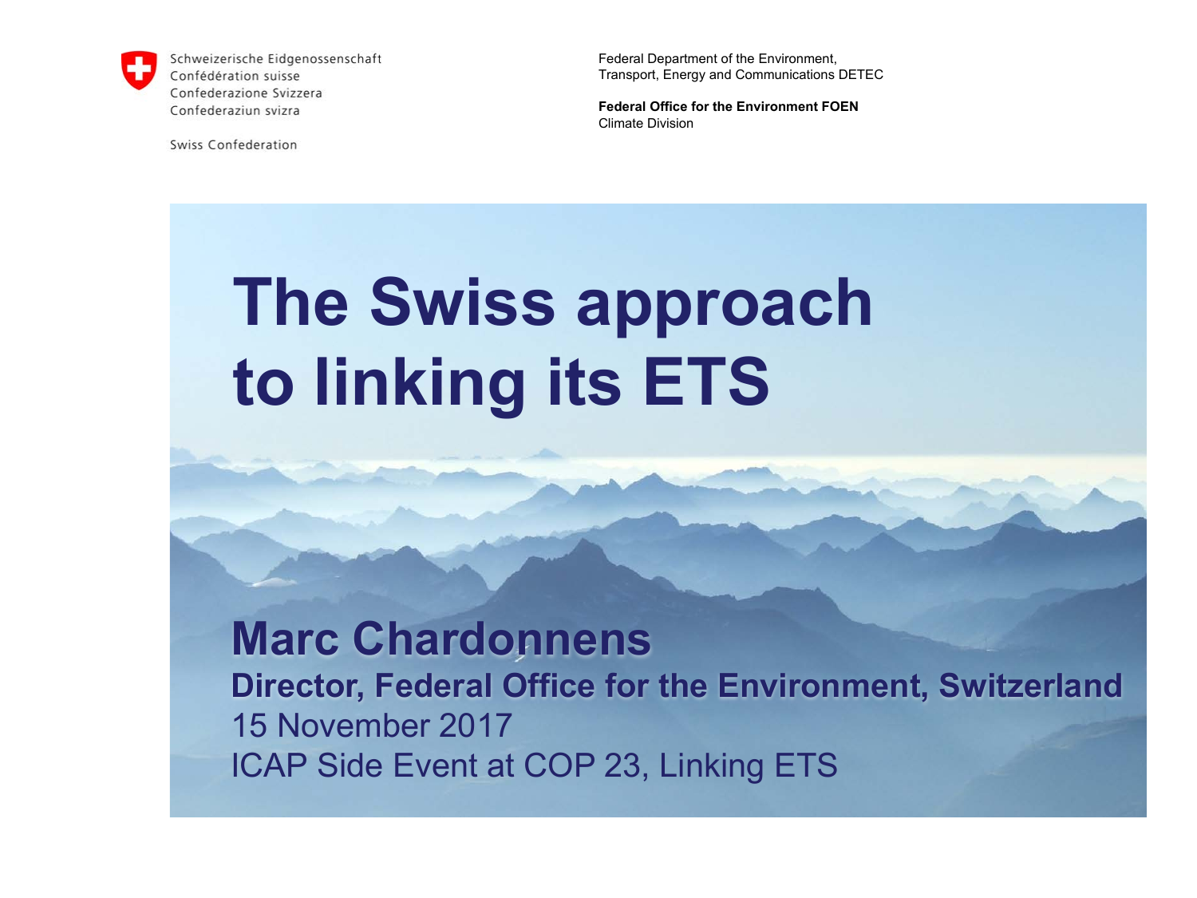Schweizerische Eidgenossenschaft
Confédération suisse
Confederazione Svizzera
Confederaziun svizra

Swiss Confederation

Federal Department of the Environment,
Transport, Energy and Communications DETEC

**Federal Office for the Environment FOEN**
Climate Division

# The Swiss approach to linking its ETS

**Marc Chardonnens**

**Director, Federal Office for the Environment, Switzerland**

15 November 2017

ICAP Side Event at COP 23, Linking ETS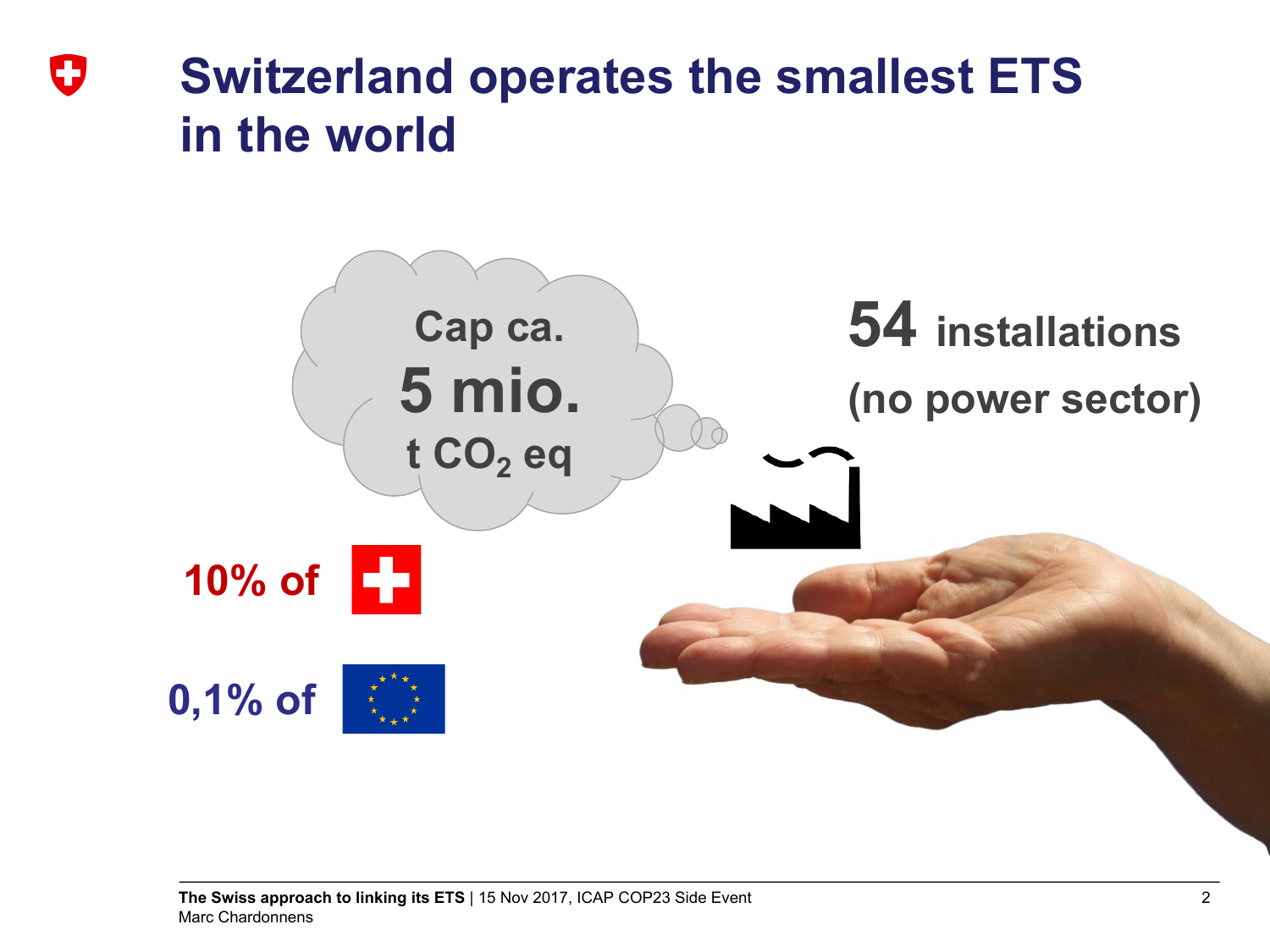# Switzerland operates the smallest ETS in the world

Cap ca.
**5 mio.**
t $CO_2$ eq

**54** installations
(no power sector)

10% of [Switzerland]

0,1% of [EU]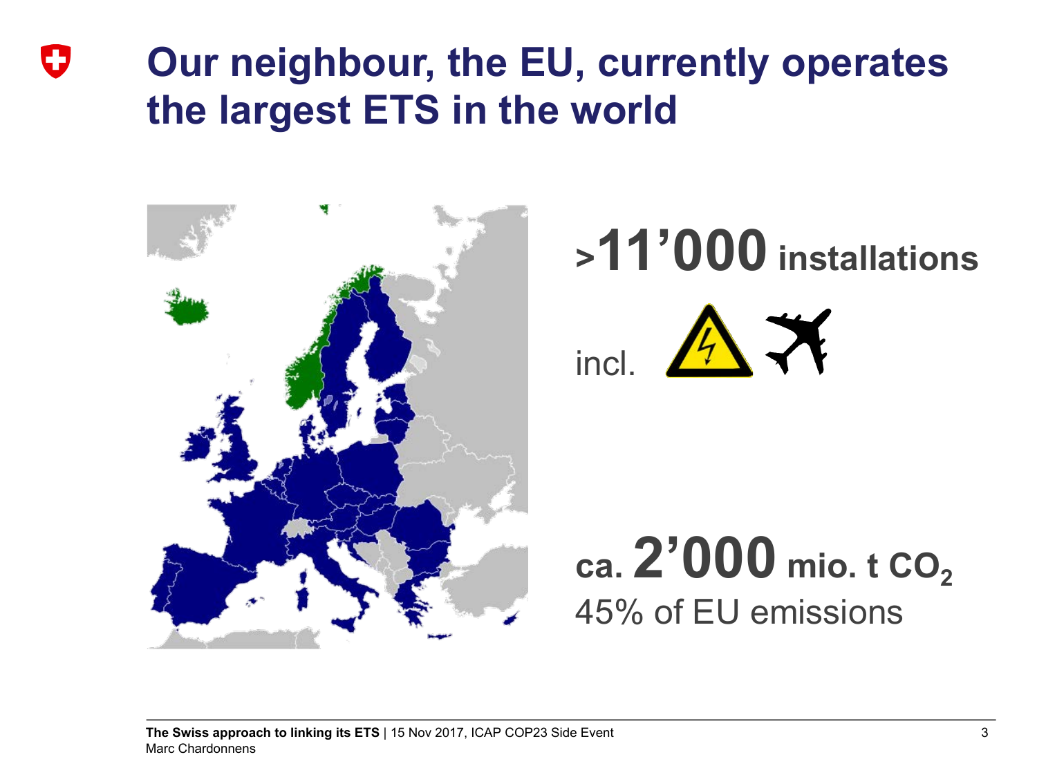# Our neighbour, the EU, currently operates the largest ETS in the world

**>11'000 installations**

incl.

**ca. 2'000 mio. t $CO_2$**

45% of EU emissions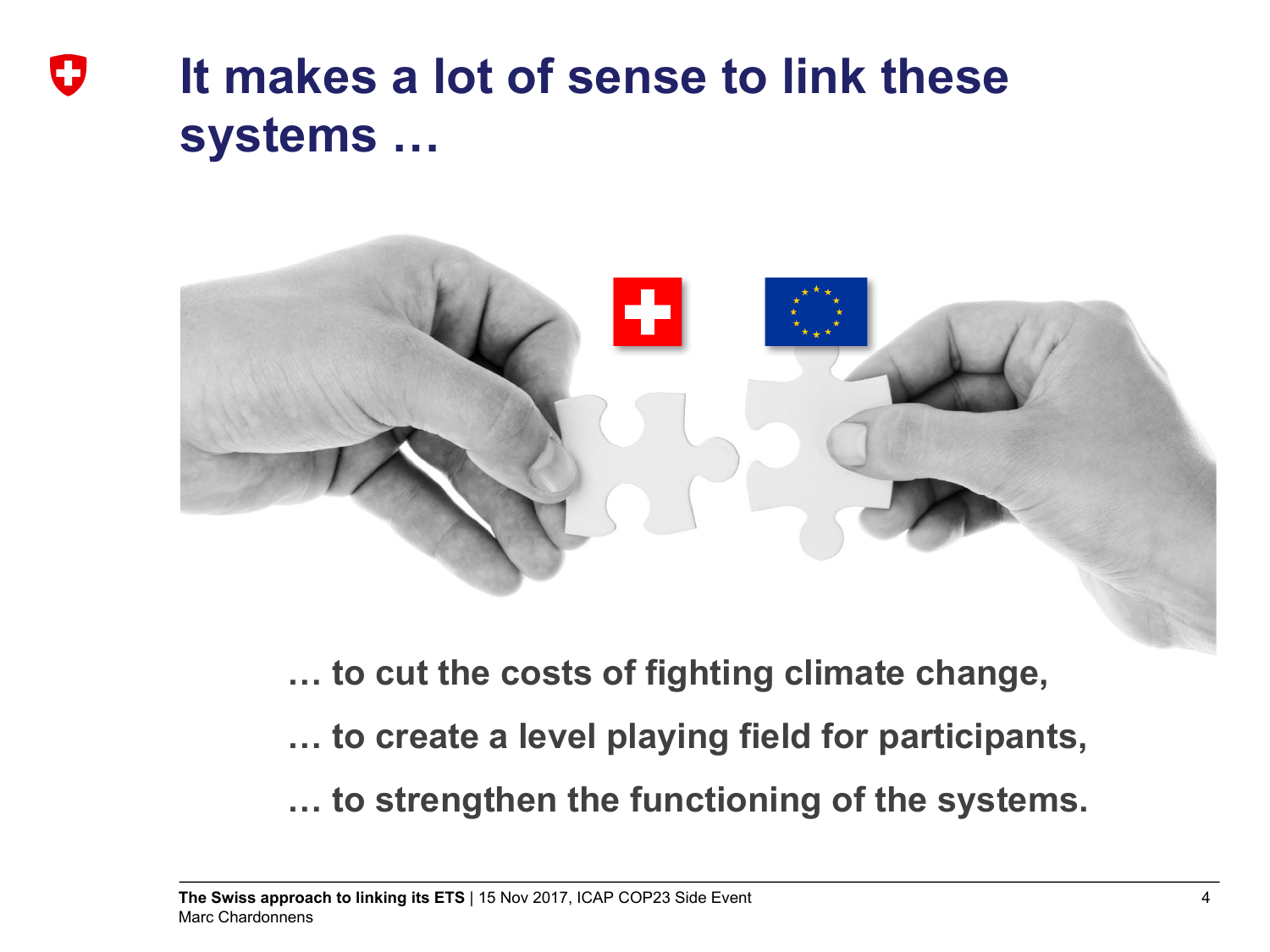# It makes a lot of sense to link these systems …

… to cut the costs of fighting climate change,

… to create a level playing field for participants,

… to strengthen the functioning of the systems.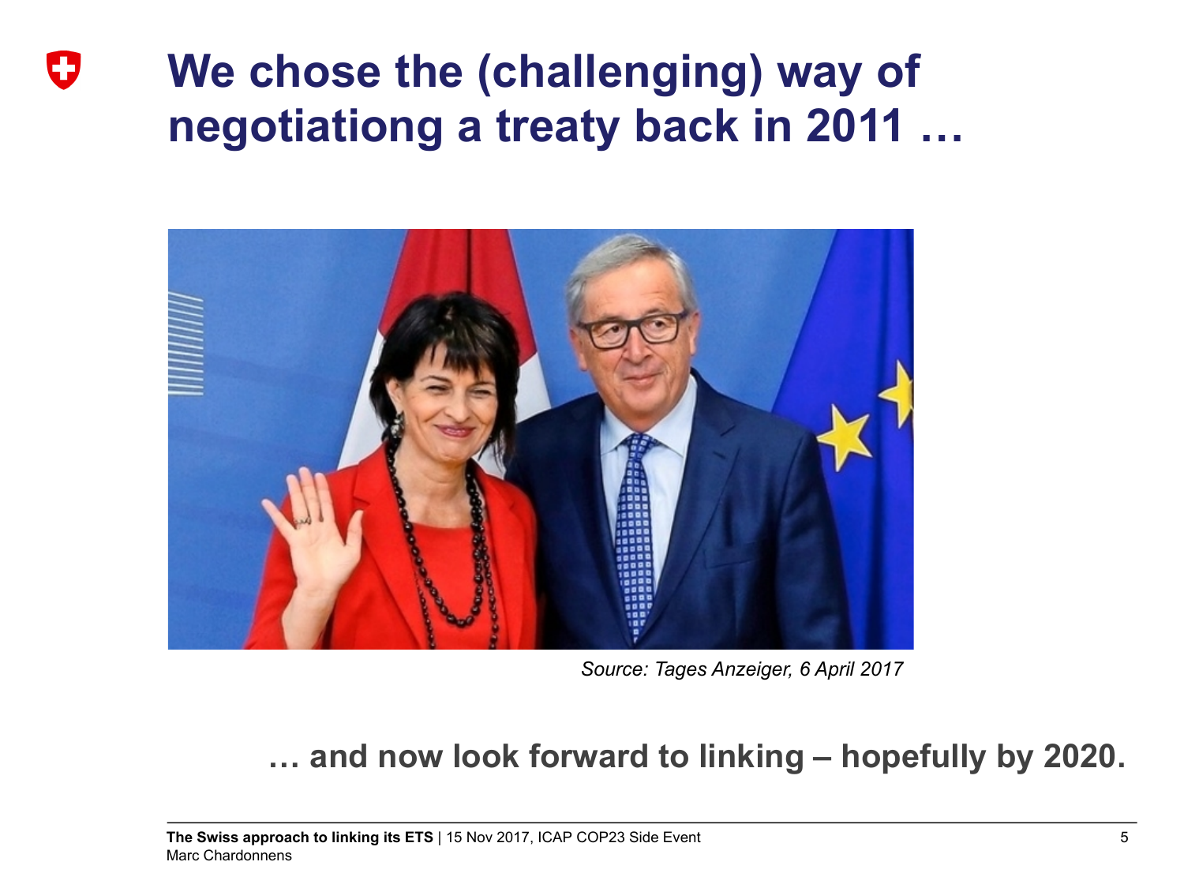# We chose the (challenging) way of negotiationg a treaty back in 2011 …

*Source: Tages Anzeiger, 6 April 2017*

**… and now look forward to linking – hopefully by 2020.**